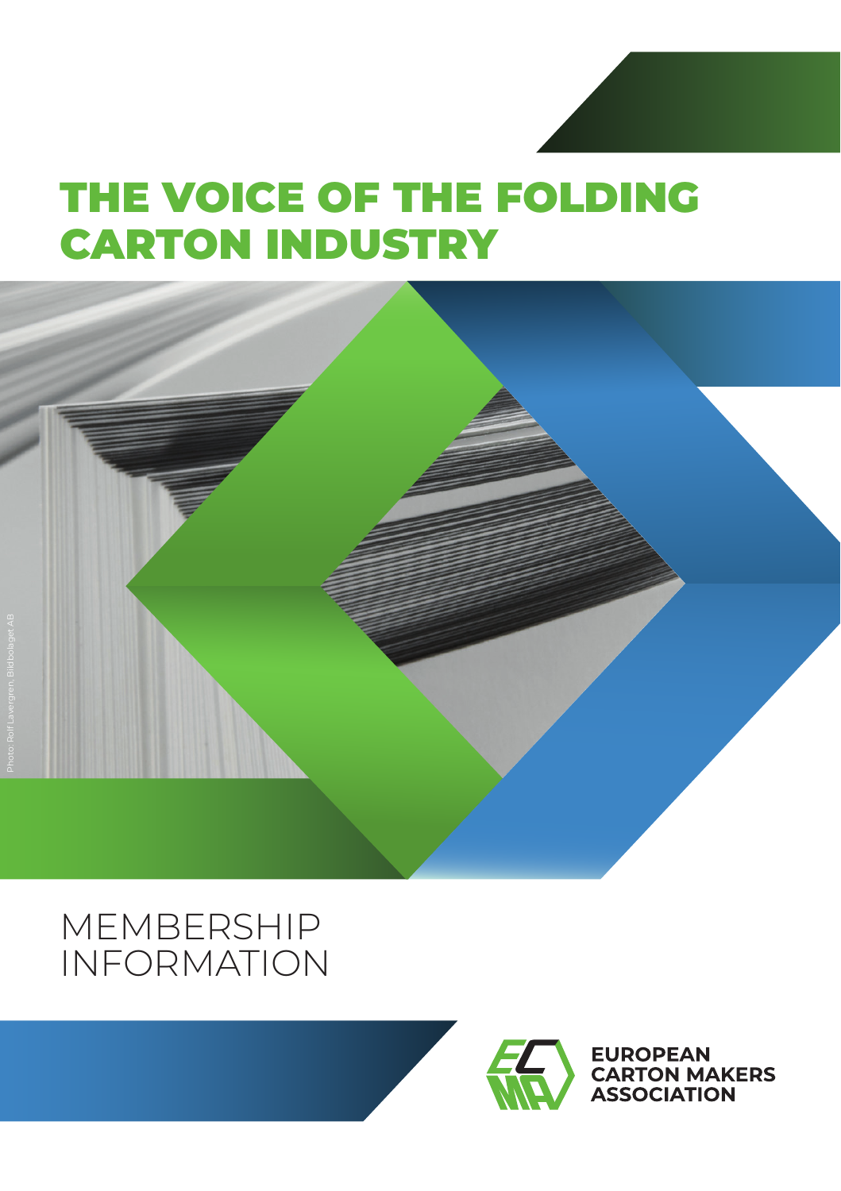# THE VOICE OF THE FOLDING CARTON INDUSTRY

Photo: Rolf Lavergren, Bildbolaget AB

## MEMBERSHIP INFORMATION

**EUROPEAN CARTON MAKERS ASSOCIATION**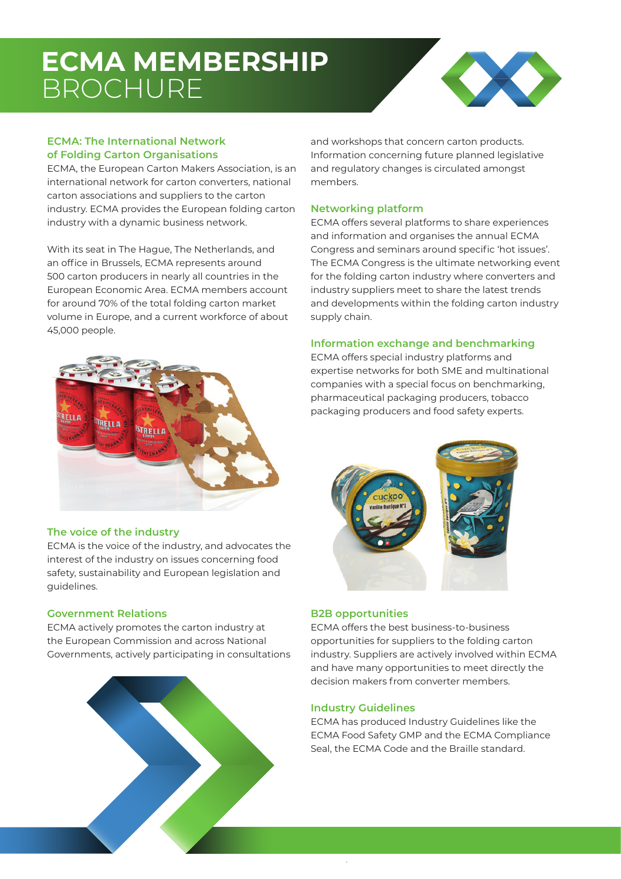# ECMA MEMBERSHIP BROCHURE

### ECMA: The International Network of Folding Carton Organisations

ECMA, the European Carton Makers Association, is an international network for carton converters, national carton associations and suppliers to the carton industry. ECMA provides the European folding carton industry with a dynamic business network.

With its seat in The Hague, The Netherlands, and an office in Brussels, ECMA represents around 500 carton producers in nearly all countries in the European Economic Area. ECMA members account for around 70% of the total folding carton market volume in Europe, and a current workforce of about 45,000 people.

### The voice of the industry

ECMA is the voice of the industry, and advocates the interest of the industry on issues concerning food safety, sustainability and European legislation and guidelines.

### Government Relations

ECMA actively promotes the carton industry at the European Commission and across National Governments, actively participating in consultations and workshops that concern carton products. Information concerning future planned legislative and regulatory changes is circulated amongst members.

### Networking platform

ECMA offers several platforms to share experiences and information and organises the annual ECMA Congress and seminars around specific 'hot issues'. The ECMA Congress is the ultimate networking event for the folding carton industry where converters and industry suppliers meet to share the latest trends and developments within the folding carton industry supply chain.

### Information exchange and benchmarking

ECMA offers special industry platforms and expertise networks for both SME and multinational companies with a special focus on benchmarking, pharmaceutical packaging producers, tobacco packaging producers and food safety experts.

### B2B opportunities

ECMA offers the best business-to-business opportunities for suppliers to the folding carton industry. Suppliers are actively involved within ECMA and have many opportunities to meet directly the decision makers from converter members.

### Industry Guidelines

ECMA has produced Industry Guidelines like the ECMA Food Safety GMP and the ECMA Compliance Seal, the ECMA Code and the Braille standard.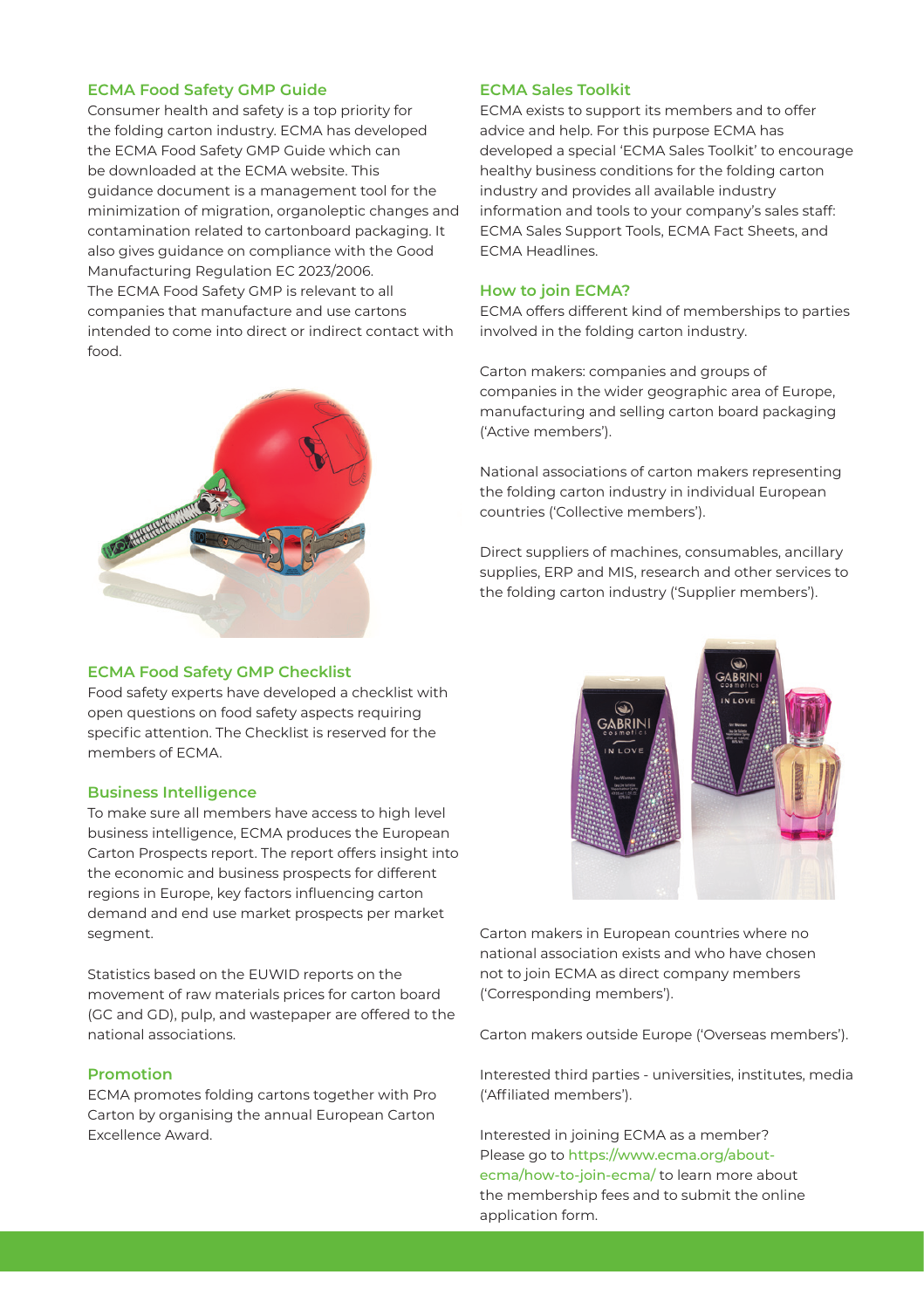## ECMA Food Safety GMP Guide

Consumer health and safety is a top priority for the folding carton industry. ECMA has developed the ECMA Food Safety GMP Guide which can be downloaded at the ECMA website. This guidance document is a management tool for the minimization of migration, organoleptic changes and contamination related to cartonboard packaging. It also gives guidance on compliance with the Good Manufacturing Practice Regulation EC 2023/2006.
The ECMA Food Safety GMP is relevant to all companies that manufacture and use cartons intended to come into direct or indirect contact with food.

## ECMA Food Safety GMP Checklist

Food safety experts have developed a checklist with open questions on food safety aspects requiring specific attention. The Checklist is reserved for the members of ECMA.

## Business Intelligence

To make sure all members have access to high level business intelligence, ECMA produces the European Carton Prospects report. The report offers insight into the economic and business prospects for different regions in Europe, key factors influencing carton demand and end use market prospects per market segment.

Statistics based on the EUWID reports on the movement of raw materials prices for carton board (GC and GD), pulp, and wastepaper are offered to the national associations.

## Promotion

ECMA promotes folding cartons together with Pro Carton by organising the annual European Carton Excellence Award.

## ECMA Sales Toolkit

ECMA exists to support its members and to offer advice and help. For this purpose ECMA has developed a special 'ECMA Sales Toolkit' to encourage healthy business conditions for the folding carton industry and provides all available industry information and tools to your company's sales staff: ECMA Sales Support Tools, ECMA Fact Sheets, and ECMA Headlines.

## How to join ECMA?

ECMA offers different kind of memberships to parties involved in the folding carton industry.

Carton makers: companies and groups of companies in the wider geographic area of Europe, manufacturing and selling carton board packaging ('Active members').

National associations of carton makers representing the folding carton industry in individual European countries ('Collective members').

Direct suppliers of machines, consumables, ancillary supplies, ERP and MIS, research and other services to the folding carton industry ('Supplier members').

Carton makers in European countries where no national association exists and who have chosen not to join ECMA as direct company members ('Corresponding members').

Carton makers outside Europe ('Overseas members').

Interested third parties - universities, institutes, media ('Affiliated members').

Interested in joining ECMA as a member? Please go to https://www.ecma.org/about-ecma/how-to-join-ecma/ to learn more about the membership fees and to submit the online application form.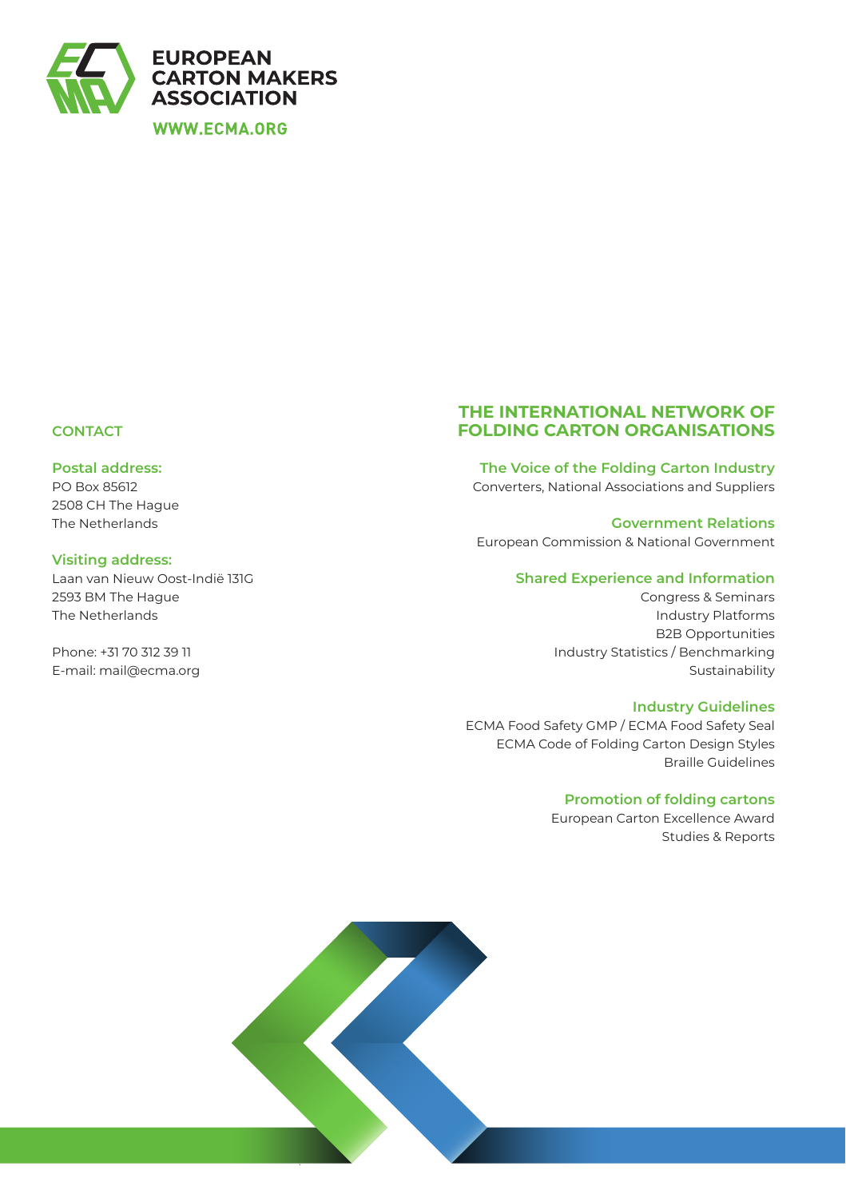**EUROPEAN CARTON MAKERS ASSOCIATION**

**WWW.ECMA.ORG**

## CONTACT

**Postal address:**
PO Box 85612
2508 CH The Hague
The Netherlands

**Visiting address:**
Laan van Nieuw Oost-Indië 131G
2593 BM The Hague
The Netherlands

Phone: +31 70 312 39 11
E-mail: mail@ecma.org

## THE INTERNATIONAL NETWORK OF FOLDING CARTON ORGANISATIONS

**The Voice of the Folding Carton Industry**
Converters, National Associations and Suppliers

**Government Relations**
European Commission & National Government

**Shared Experience and Information**
Congress & Seminars
Industry Platforms
B2B Opportunities
Industry Statistics / Benchmarking
Sustainability

**Industry Guidelines**
ECMA Food Safety GMP / ECMA Food Safety Seal
ECMA Code of Folding Carton Design Styles
Braille Guidelines

**Promotion of folding cartons**
European Carton Excellence Award
Studies & Reports